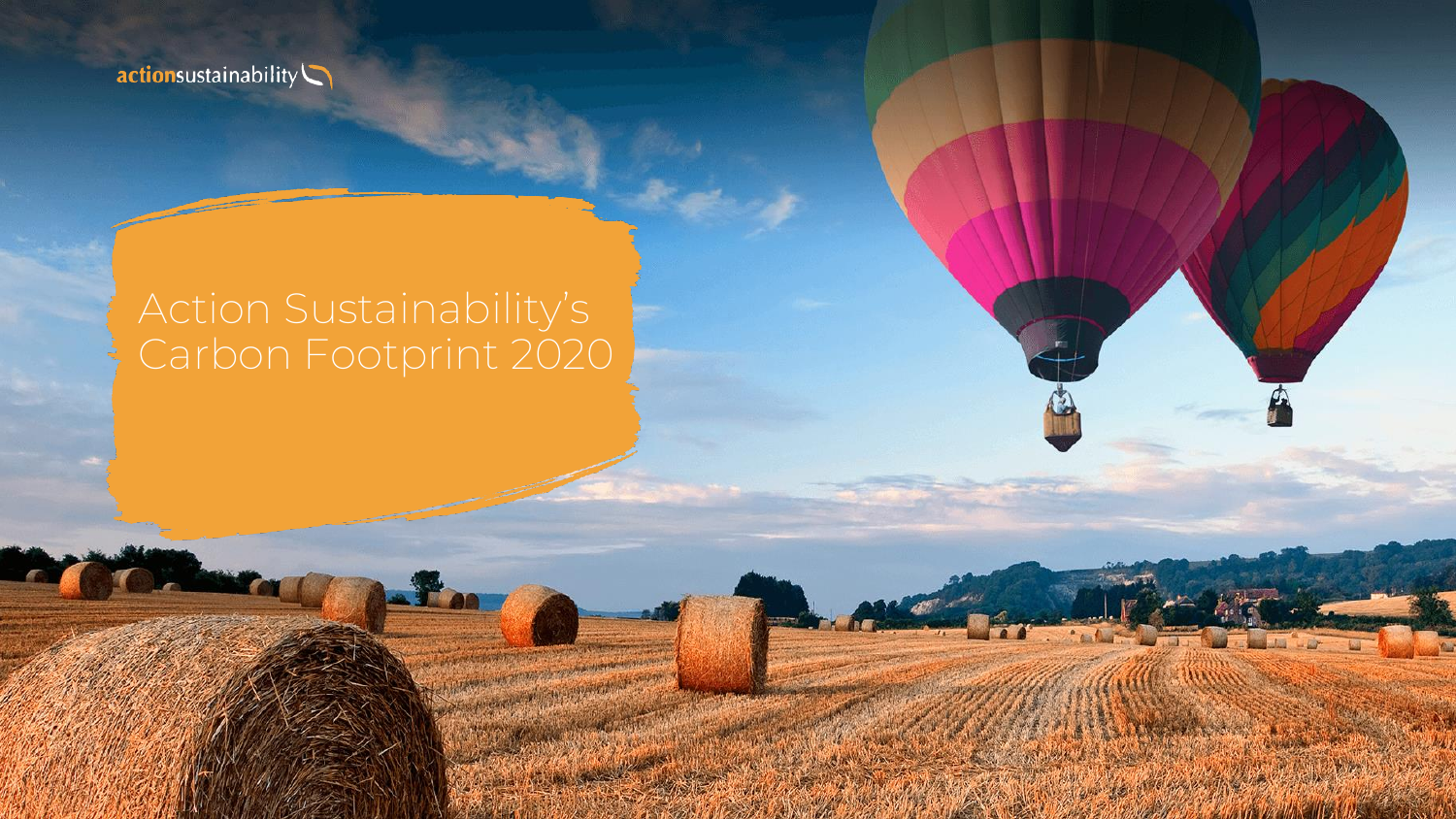actionsustainability

# Action Sustainability's Carbon Footprint 2020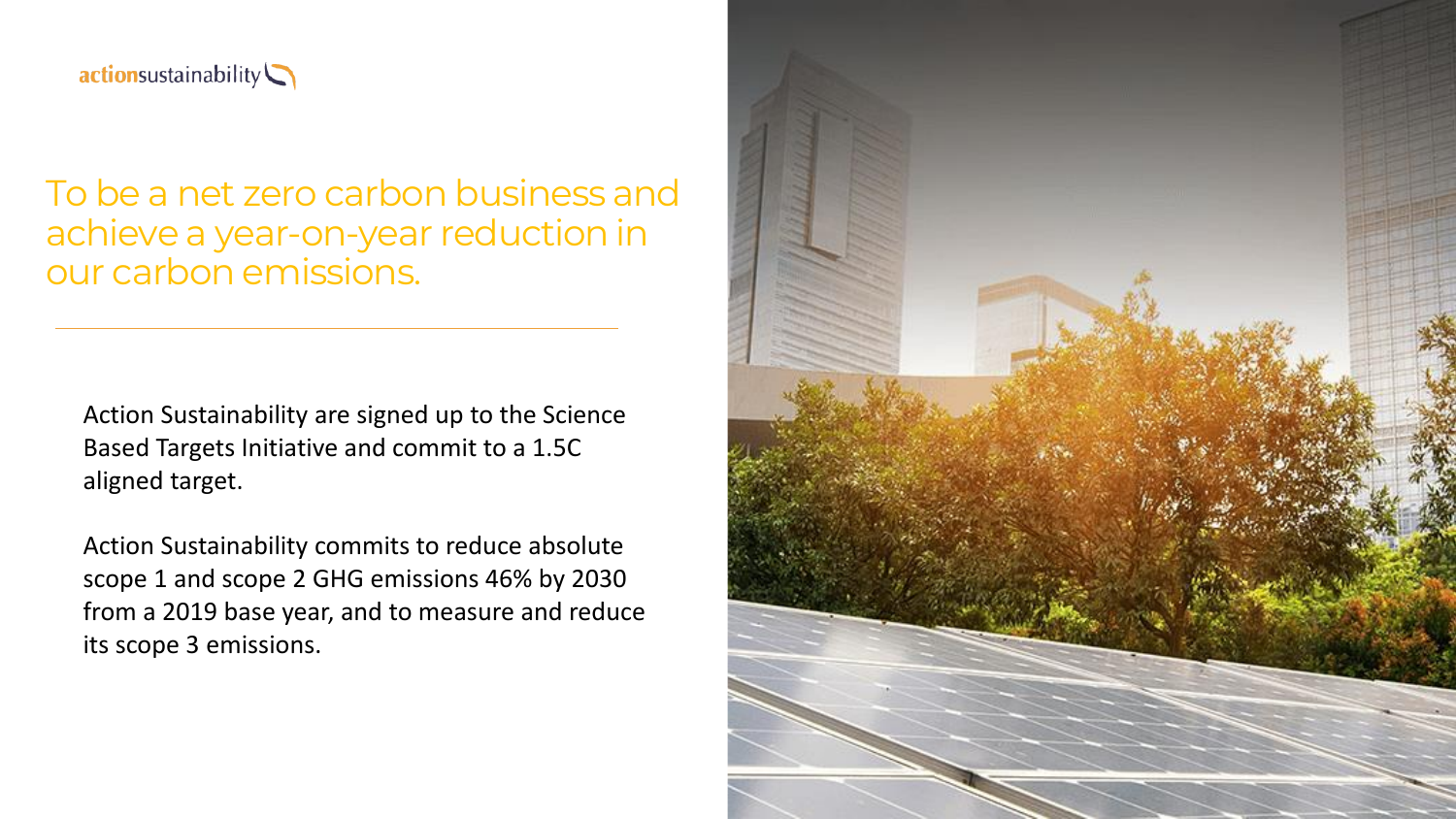actionsustainability

# To be a net zero carbon business and achieve a year-on-year reduction in our carbon emissions.

---

Action Sustainability are signed up to the Science Based Targets Initiative and commit to a 1.5C aligned target.

Action Sustainability commits to reduce absolute scope 1 and scope 2 GHG emissions 46% by 2030 from a 2019 base year, and to measure and reduce its scope 3 emissions.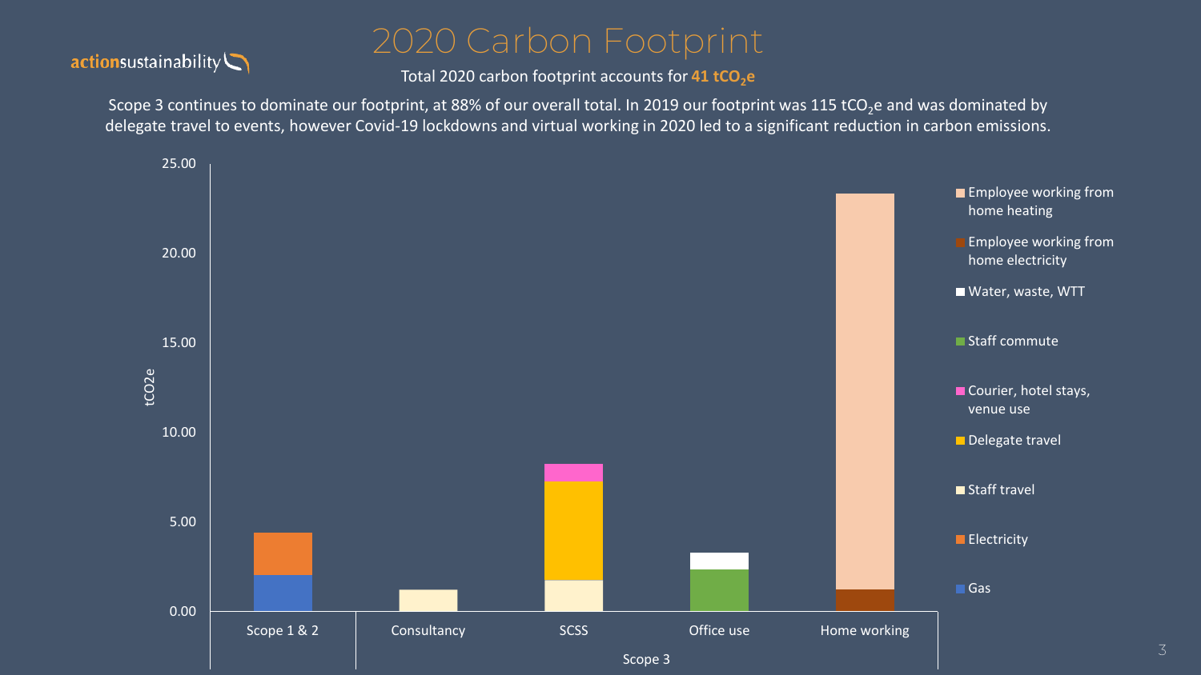# 2020 Carbon Footprint

actionsustainability

Total 2020 carbon footprint accounts for **41 $tCO_2e$**

Scope 3 continues to dominate our footprint, at 88% of our overall total. In 2019 our footprint was 115 $tCO_2e$ and was dominated by delegate travel to events, however Covid-19 lockdowns and virtual working in 2020 led to a significant reduction in carbon emissions.

tCO2e

25.00
20.00
15.00
10.00
5.00
0.00

Scope 1 & 2 | Consultancy | SCSS | Office use | Home working

Scope 3

- Employee working from home heating
- Employee working from home electricity
- Water, waste, WTT
- Staff commute
- Courier, hotel stays, venue use
- Delegate travel
- Staff travel
- Electricity
- Gas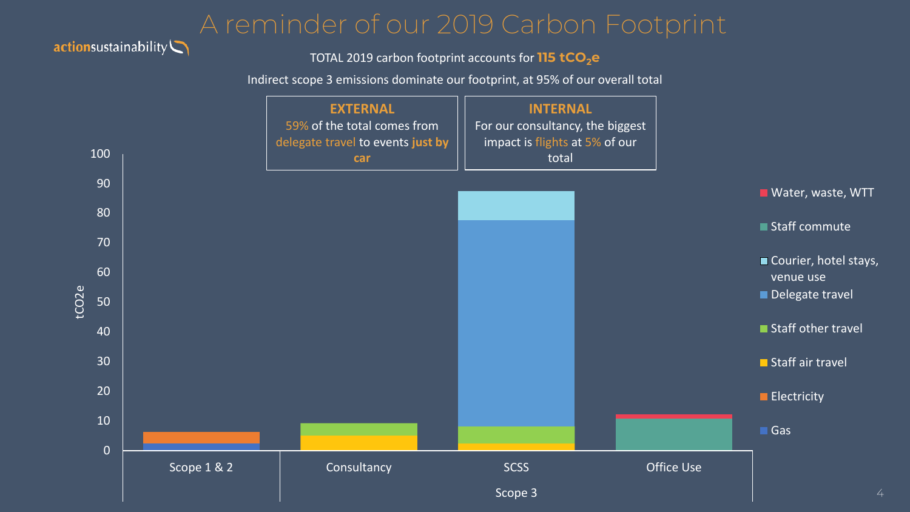# A reminder of our 2019 Carbon Footprint

actionsustainability

TOTAL 2019 carbon footprint accounts for **115 $tCO_2e$**

Indirect scope 3 emissions dominate our footprint, at 95% of our overall total

**EXTERNAL**

59% of the total comes from delegate travel to events **just by car**

**INTERNAL**

For our consultancy, the biggest impact is flights at 5% of our total

tCO2e

100
90
80
70
60
50
40
30
20
10
0

Scope 1 & 2 | Consultancy | SCSS | Office Use

Scope 3

- Water, waste, WTT
- Staff commute
- Courier, hotel stays, venue use
- Delegate travel
- Staff other travel
- Staff air travel
- Electricity
- Gas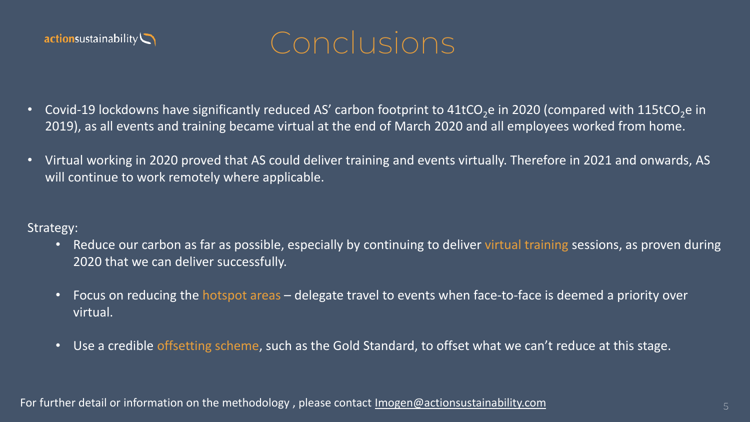actionsustainability

# Conclusions

- Covid-19 lockdowns have significantly reduced AS' carbon footprint to 41t$CO_2$e in 2020 (compared with 115t$CO_2$e in 2019), as all events and training became virtual at the end of March 2020 and all employees worked from home.
- Virtual working in 2020 proved that AS could deliver training and events virtually. Therefore in 2021 and onwards, AS will continue to work remotely where applicable.

Strategy:

- Reduce our carbon as far as possible, especially by continuing to deliver virtual training sessions, as proven during 2020 that we can deliver successfully.
- Focus on reducing the hotspot areas – delegate travel to events when face-to-face is deemed a priority over virtual.
- Use a credible offsetting scheme, such as the Gold Standard, to offset what we can't reduce at this stage.

For further detail or information on the methodology , please contact Imogen@actionsustainability.com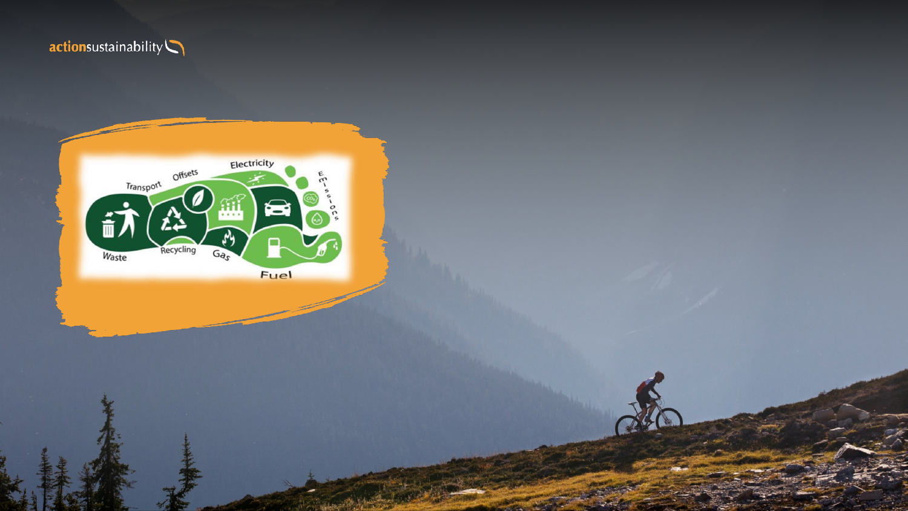actionsustainability

Transport
Offsets
Electricity
Emissions
Waste
Recycling
Gas
Fuel